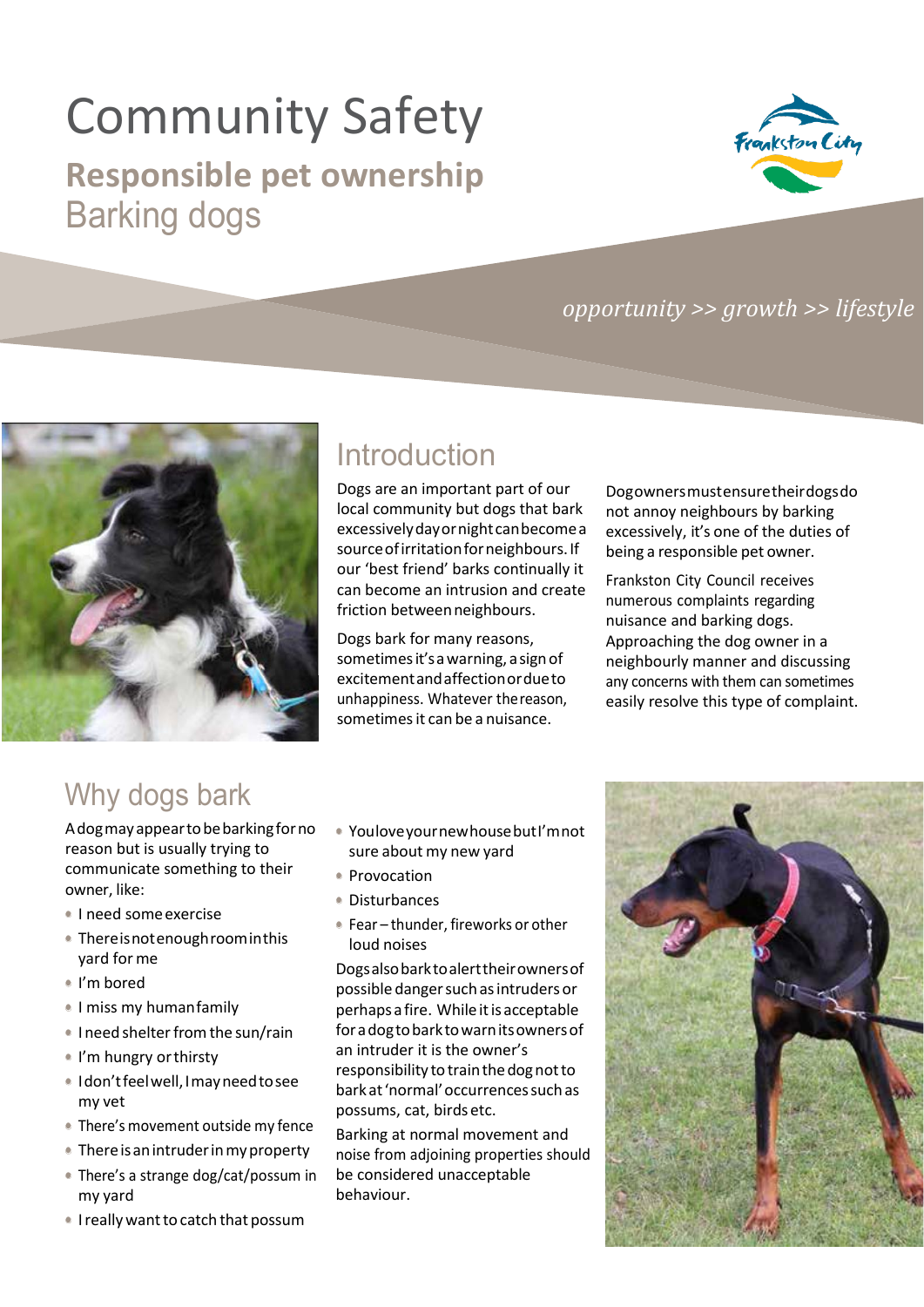# Community Safety

## Responsible pet ownership

## Barking dogs

*opportunity >> growth >> lifestyle*

## Introduction

Dogs are an important part of our local community but dogs that bark excessively day or night can become a source of irritation for neighbours. If our 'best friend' barks continually it can become an intrusion and create friction between neighbours.

Dogs bark for many reasons, sometimes it's a warning, a sign of excitement and affection or due to unhappiness. Whatever the reason, sometimes it can be a nuisance.

Dog owners must ensure their dogs do not annoy neighbours by barking excessively, it's one of the duties of being a responsible pet owner.

Frankston City Council receives numerous complaints regarding nuisance and barking dogs. Approaching the dog owner in a neighbourly manner and discussing any concerns with them can sometimes easily resolve this type of complaint.

## Why dogs bark

A dog may appear to be barking for no reason but is usually trying to communicate something to their owner, like:

- I need some exercise
- There is not enough room in this yard for me
- I'm bored
- I miss my human family
- I need shelter from the sun/rain
- I'm hungry or thirsty
- I don't feel well, I may need to see my vet
- There's movement outside my fence
- There is an intruder in my property
- There's a strange dog/cat/possum in my yard
- I really want to catch that possum
- You love your new house but I'm not sure about my new yard
- Provocation
- Disturbances
- Fear – thunder, fireworks or other loud noises

Dogs also bark to alert their owners of possible danger such as intruders or perhaps a fire. While it is acceptable for a dog to bark to warn its owners of an intruder it is the owner's responsibility to train the dog not to bark at 'normal' occurrences such as possums, cat, birds etc.

Barking at normal movement and noise from adjoining properties should be considered unacceptable behaviour.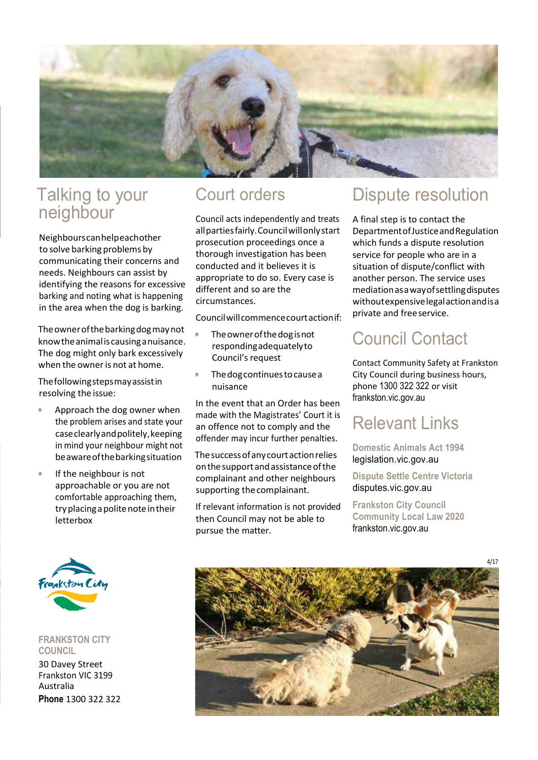## Talking to your neighbour

Neighbours can help each other to solve barking problems by communicating their concerns and needs. Neighbours can assist by identifying the reasons for excessive barking and noting what is happening in the area when the dog is barking.

The owner of the barking dog may not know the animal is causing a nuisance. The dog might only bark excessively when the owner is not at home.

The following steps may assist in resolving the issue:

- Approach the dog owner when the problem arises and state your case clearly and politely, keeping in mind your neighbour might not be aware of the barking situation
- If the neighbour is not approachable or you are not comfortable approaching them, try placing a polite note in their letterbox

## Court orders

Council acts independently and treats all parties fairly. Council will only start prosecution proceedings once a thorough investigation has been conducted and it believes it is appropriate to do so. Every case is different and so are the circumstances.

Council will commence court action if:

- The owner of the dog is not responding adequately to Council's request
- The dog continues to cause a nuisance

In the event that an Order has been made with the Magistrates' Court it is an offence not to comply and the offender may incur further penalties.

The success of any court action relies on the support and assistance of the complainant and other neighbours supporting the complainant.

If relevant information is not provided then Council may not be able to pursue the matter.

## Dispute resolution

A final step is to contact the Department of Justice and Regulation which funds a dispute resolution service for people who are in a situation of dispute/conflict with another person. The service uses mediation as a way of settling disputes without expensive legal action and is a private and free service.

## Council Contact

Contact Community Safety at Frankston City Council during business hours, phone 1300 322 322 or visit frankston.vic.gov.au

## Relevant Links

**Domestic Animals Act 1994**
legislation.vic.gov.au

**Dispute Settle Centre Victoria**
disputes.vic.gov.au

**Frankston City Council Community Local Law 2020**
frankston.vic.gov.au

**FRANKSTON CITY COUNCIL**
30 Davey Street
Frankston VIC 3199
Australia
**Phone** 1300 322 322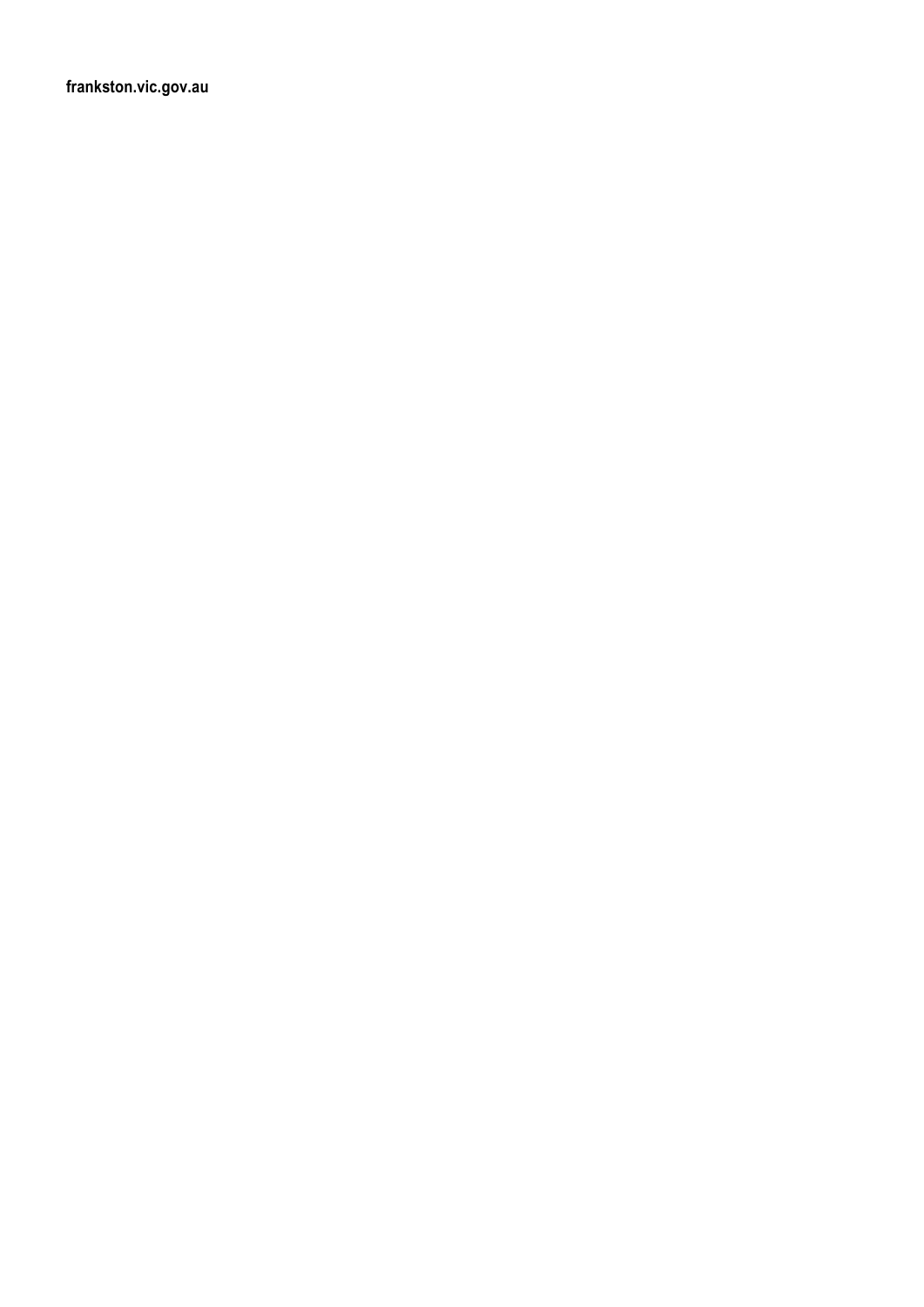**frankston.vic.gov.au**